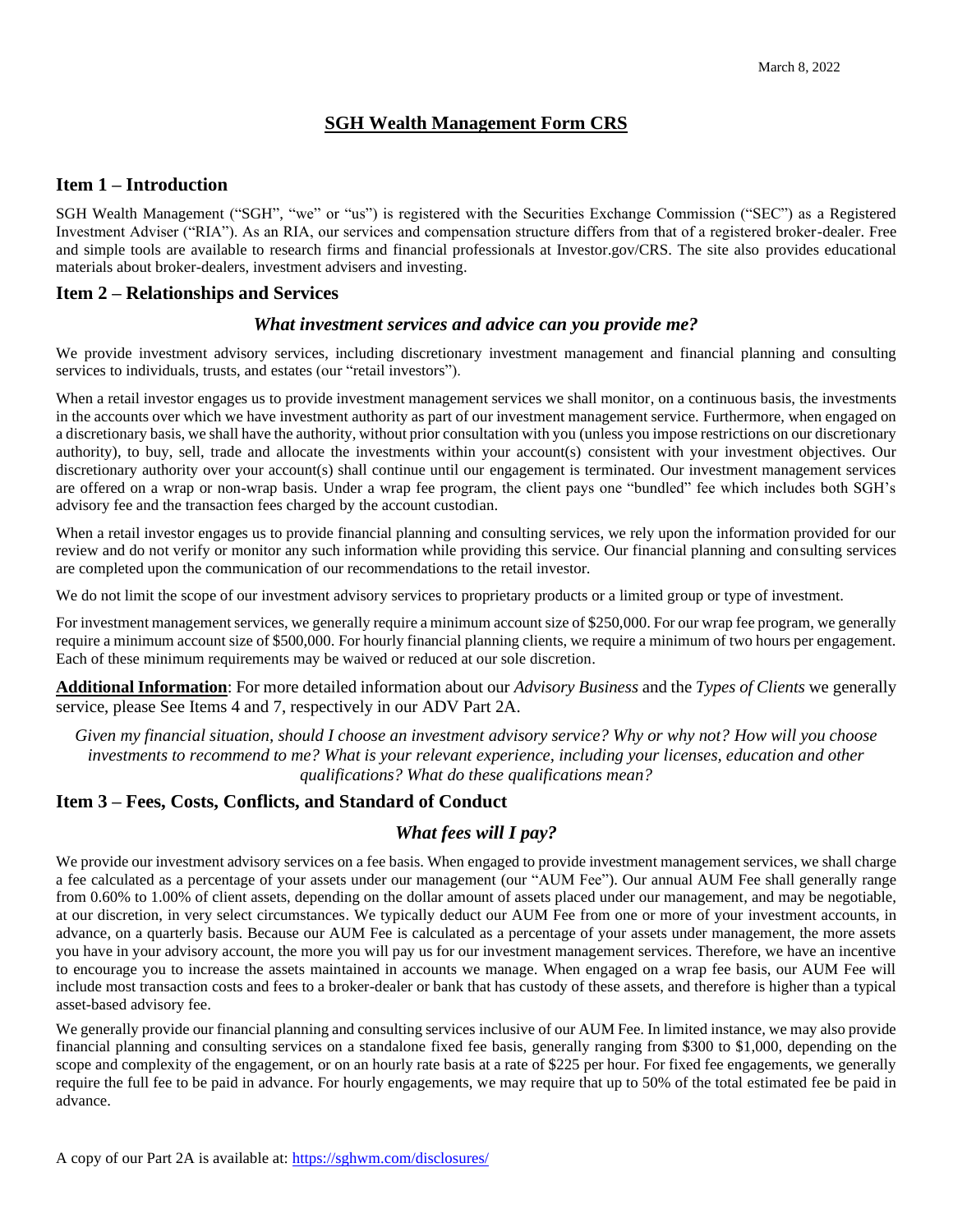March 8, 2022

# SGH Wealth Management Form CRS

## Item 1 – Introduction

SGH Wealth Management ("SGH", "we" or "us") is registered with the Securities Exchange Commission ("SEC") as a Registered Investment Adviser ("RIA"). As an RIA, our services and compensation structure differs from that of a registered broker-dealer. Free and simple tools are available to research firms and financial professionals at Investor.gov/CRS. The site also provides educational materials about broker-dealers, investment advisers and investing.

## Item 2 – Relationships and Services

### *What investment services and advice can you provide me?*

We provide investment advisory services, including discretionary investment management and financial planning and consulting services to individuals, trusts, and estates (our "retail investors").

When a retail investor engages us to provide investment management services we shall monitor, on a continuous basis, the investments in the accounts over which we have investment authority as part of our investment management service. Furthermore, when engaged on a discretionary basis, we shall have the authority, without prior consultation with you (unless you impose restrictions on our discretionary authority), to buy, sell, trade and allocate the investments within your account(s) consistent with your investment objectives. Our discretionary authority over your account(s) shall continue until our engagement is terminated. Our investment management services are offered on a wrap or non-wrap basis. Under a wrap fee program, the client pays one "bundled" fee which includes both SGH's advisory fee and the transaction fees charged by the account custodian.

When a retail investor engages us to provide financial planning and consulting services, we rely upon the information provided for our review and do not verify or monitor any such information while providing this service. Our financial planning and consulting services are completed upon the communication of our recommendations to the retail investor.

We do not limit the scope of our investment advisory services to proprietary products or a limited group or type of investment.

For investment management services, we generally require a minimum account size of $250,000. For our wrap fee program, we generally require a minimum account size of $500,000. For hourly financial planning clients, we require a minimum of two hours per engagement. Each of these minimum requirements may be waived or reduced at our sole discretion.

**Additional Information**: For more detailed information about our *Advisory Business* and the *Types of Clients* we generally service, please See Items 4 and 7, respectively in our ADV Part 2A.

*Given my financial situation, should I choose an investment advisory service? Why or why not? How will you choose investments to recommend to me? What is your relevant experience, including your licenses, education and other qualifications? What do these qualifications mean?*

## Item 3 – Fees, Costs, Conflicts, and Standard of Conduct

### *What fees will I pay?*

We provide our investment advisory services on a fee basis. When engaged to provide investment management services, we shall charge a fee calculated as a percentage of your assets under our management (our "AUM Fee"). Our annual AUM Fee shall generally range from 0.60% to 1.00% of client assets, depending on the dollar amount of assets placed under our management, and may be negotiable, at our discretion, in very select circumstances. We typically deduct our AUM Fee from one or more of your investment accounts, in advance, on a quarterly basis. Because our AUM Fee is calculated as a percentage of your assets under management, the more assets you have in your advisory account, the more you will pay us for our investment management services. Therefore, we have an incentive to encourage you to increase the assets maintained in accounts we manage. When engaged on a wrap fee basis, our AUM Fee will include most transaction costs and fees to a broker-dealer or bank that has custody of these assets, and therefore is higher than a typical asset-based advisory fee.

We generally provide our financial planning and consulting services inclusive of our AUM Fee. In limited instance, we may also provide financial planning and consulting services on a standalone fixed fee basis, generally ranging from $300 to $1,000, depending on the scope and complexity of the engagement, or on an hourly rate basis at a rate of $225 per hour. For fixed fee engagements, we generally require the full fee to be paid in advance. For hourly engagements, we may require that up to 50% of the total estimated fee be paid in advance.

A copy of our Part 2A is available at: https://sghwm.com/disclosures/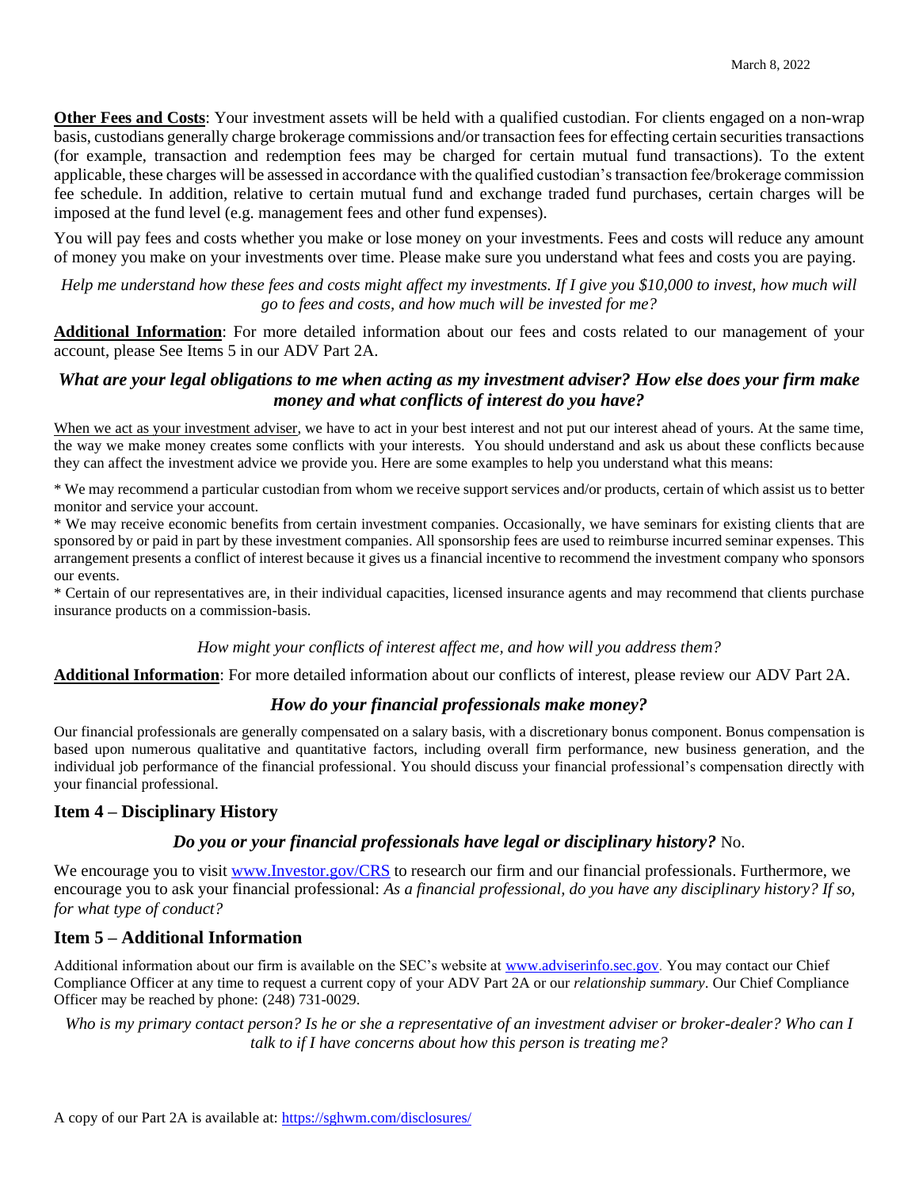**Other Fees and Costs**: Your investment assets will be held with a qualified custodian. For clients engaged on a non-wrap basis, custodians generally charge brokerage commissions and/or transaction fees for effecting certain securities transactions (for example, transaction and redemption fees may be charged for certain mutual fund transactions). To the extent applicable, these charges will be assessed in accordance with the qualified custodian's transaction fee/brokerage commission fee schedule. In addition, relative to certain mutual fund and exchange traded fund purchases, certain charges will be imposed at the fund level (e.g. management fees and other fund expenses).

You will pay fees and costs whether you make or lose money on your investments. Fees and costs will reduce any amount of money you make on your investments over time. Please make sure you understand what fees and costs you are paying.

*Help me understand how these fees and costs might affect my investments. If I give you $10,000 to invest, how much will go to fees and costs, and how much will be invested for me?*

**Additional Information**: For more detailed information about our fees and costs related to our management of your account, please See Items 5 in our ADV Part 2A.

### *What are your legal obligations to me when acting as my investment adviser? How else does your firm make money and what conflicts of interest do you have?*

When we act as your investment adviser, we have to act in your best interest and not put our interest ahead of yours. At the same time, the way we make money creates some conflicts with your interests. You should understand and ask us about these conflicts because they can affect the investment advice we provide you. Here are some examples to help you understand what this means:

* We may recommend a particular custodian from whom we receive support services and/or products, certain of which assist us to better monitor and service your account.
* We may receive economic benefits from certain investment companies. Occasionally, we have seminars for existing clients that are sponsored by or paid in part by these investment companies. All sponsorship fees are used to reimburse incurred seminar expenses. This arrangement presents a conflict of interest because it gives us a financial incentive to recommend the investment company who sponsors our events.
* Certain of our representatives are, in their individual capacities, licensed insurance agents and may recommend that clients purchase insurance products on a commission-basis.

*How might your conflicts of interest affect me, and how will you address them?*

**Additional Information**: For more detailed information about our conflicts of interest, please review our ADV Part 2A.

### *How do your financial professionals make money?*

Our financial professionals are generally compensated on a salary basis, with a discretionary bonus component. Bonus compensation is based upon numerous qualitative and quantitative factors, including overall firm performance, new business generation, and the individual job performance of the financial professional. You should discuss your financial professional's compensation directly with your financial professional.

## Item 4 – Disciplinary History

### *Do you or your financial professionals have legal or disciplinary history?* No.

We encourage you to visit www.Investor.gov/CRS to research our firm and our financial professionals. Furthermore, we encourage you to ask your financial professional: *As a financial professional, do you have any disciplinary history? If so, for what type of conduct?*

## Item 5 – Additional Information

Additional information about our firm is available on the SEC's website at www.adviserinfo.sec.gov. You may contact our Chief Compliance Officer at any time to request a current copy of your ADV Part 2A or our *relationship summary*. Our Chief Compliance Officer may be reached by phone: (248) 731-0029.

*Who is my primary contact person? Is he or she a representative of an investment adviser or broker-dealer? Who can I talk to if I have concerns about how this person is treating me?*

A copy of our Part 2A is available at: https://sghwm.com/disclosures/